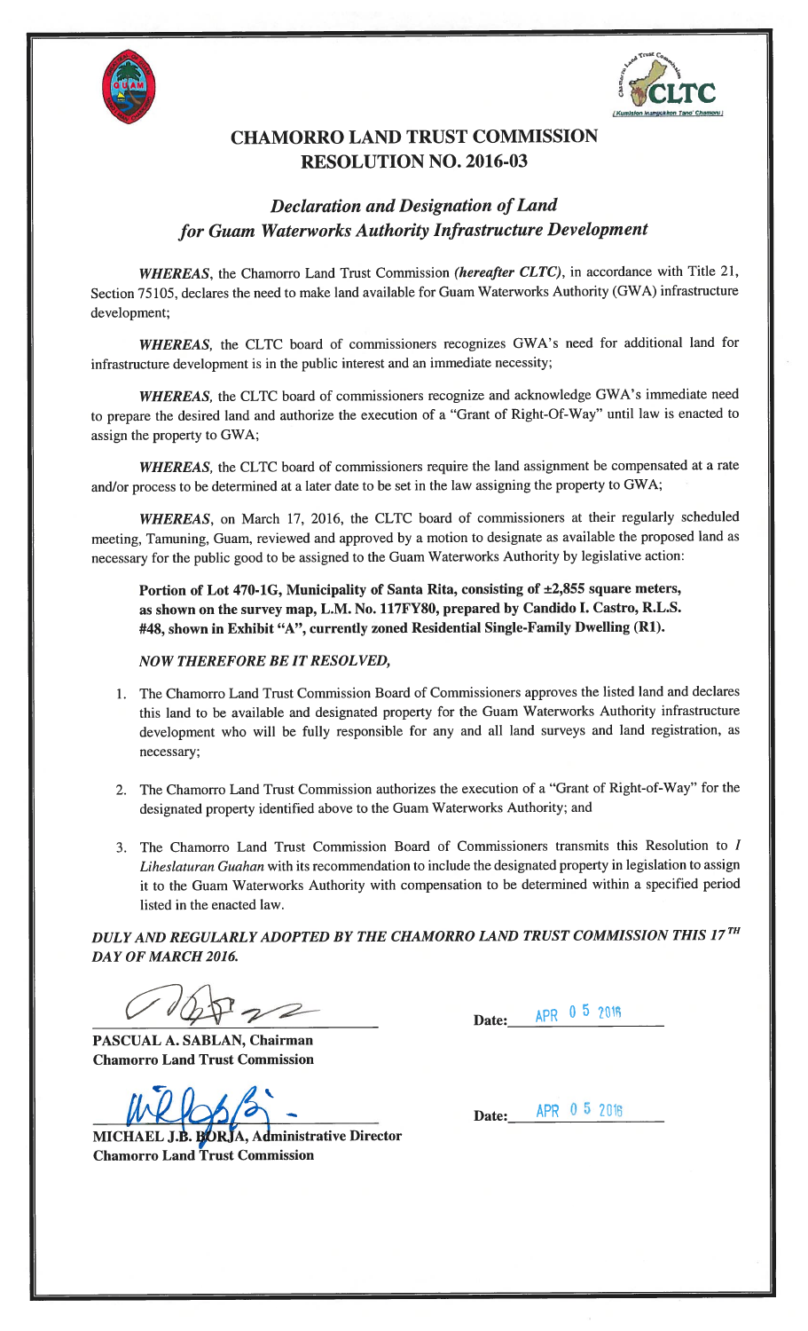# CHAMORRO LAND TRUST COMMISSION
# RESOLUTION NO. 2016-03

## *Declaration and Designation of Land for Guam Waterworks Authority Infrastructure Development*

***WHEREAS***, the Chamorro Land Trust Commission ***(hereafter CLTC)***, in accordance with Title 21, Section 75105, declares the need to make land available for Guam Waterworks Authority (GWA) infrastructure development;

***WHEREAS***, the CLTC board of commissioners recognizes GWA's need for additional land for infrastructure development is in the public interest and an immediate necessity;

***WHEREAS***, the CLTC board of commissioners recognize and acknowledge GWA's immediate need to prepare the desired land and authorize the execution of a "Grant of Right-Of-Way" until law is enacted to assign the property to GWA;

***WHEREAS***, the CLTC board of commissioners require the land assignment be compensated at a rate and/or process to be determined at a later date to be set in the law assigning the property to GWA;

***WHEREAS***, on March 17, 2016, the CLTC board of commissioners at their regularly scheduled meeting, Tamuning, Guam, reviewed and approved by a motion to designate as available the proposed land as necessary for the public good to be assigned to the Guam Waterworks Authority by legislative action:

**Portion of Lot 470-1G, Municipality of Santa Rita, consisting of ±2,855 square meters, as shown on the survey map, L.M. No. 117FY80, prepared by Candido I. Castro, R.L.S. #48, shown in Exhibit "A", currently zoned Residential Single-Family Dwelling (R1).**

***NOW THEREFORE BE IT RESOLVED,***

1. The Chamorro Land Trust Commission Board of Commissioners approves the listed land and declares this land to be available and designated property for the Guam Waterworks Authority infrastructure development who will be fully responsible for any and all land surveys and land registration, as necessary;

2. The Chamorro Land Trust Commission authorizes the execution of a "Grant of Right-of-Way" for the designated property identified above to the Guam Waterworks Authority; and

3. The Chamorro Land Trust Commission Board of Commissioners transmits this Resolution to *I Liheslaturan Guahan* with its recommendation to include the designated property in legislation to assign it to the Guam Waterworks Authority with compensation to be determined within a specified period listed in the enacted law.

***DULY AND REGULARLY ADOPTED BY THE CHAMORRO LAND TRUST COMMISSION THIS 17TH DAY OF MARCH 2016.***

**PASCUAL A. SABLAN, Chairman**
**Chamorro Land Trust Commission**

Date: APR 05 2016

**MICHAEL J.B. BORJA, Administrative Director**
**Chamorro Land Trust Commission**

Date: APR 05 2016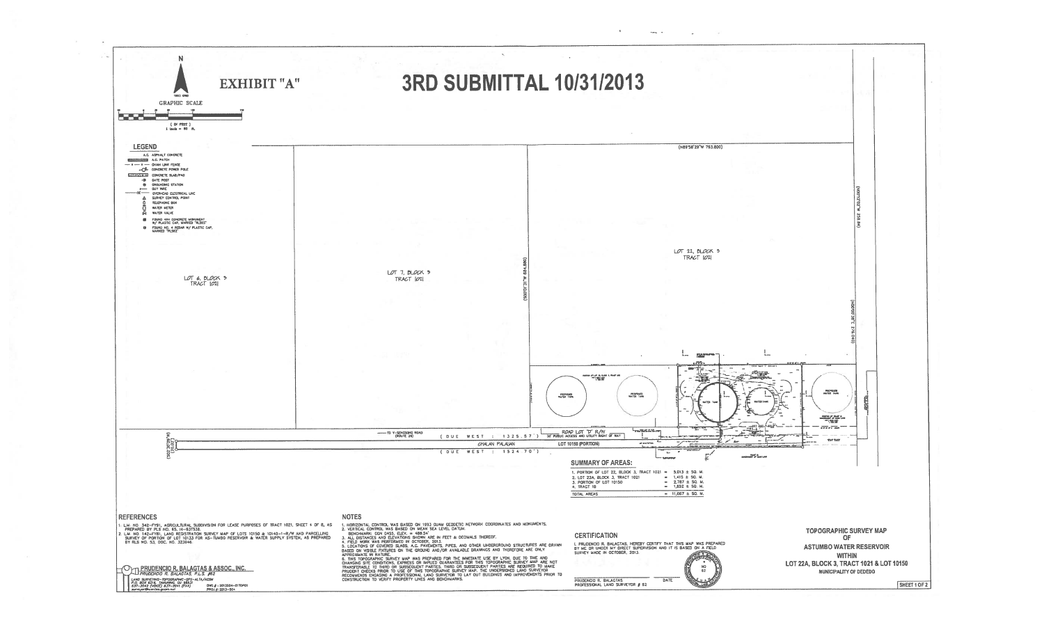# EXHIBIT "A"

# 3RD SUBMITTAL 10/31/2013

N

1993 GRID

GRAPHIC SCALE

( IN FEET )
1 inch = 80 ft.

## LEGEND

- A.C. ASPHALT CONCRETE
- A.C. PATCH
- CHAIN LINK FENCE
- CONCRETE POWER POLE
- CONCRETE SLAB/PAD
- GATE POST
- GROUNDING STATION
- GUY WIRE
- OVERHEAD ELECTRICAL LINE
- SURVEY CONTROL POINT
- TELEPHONE BOX
- WATER METER
- WATER VALVE
- FOUND 4X4 CONCRETE MONUMENT W/ PLASTIC CAP, MARKED "RLS65"
- FOUND NO. 4 REBAR W/ PLASTIC CAP, MARKED "PLS62"

(N89°58'29"W 763.800)

LOT 6, BLOCK 3
TRACT 1021

LOT 7, BLOCK 3
TRACT 1021

LOT 22, BLOCK 3
TRACT 1021

PROPOSED WATER TANK

PROPOSED WATER TANK

WATER TANK

WATER TANK

PROPOSED WATER TANK

TO Y-SENGSONG ROAD (ROUTE 28)

( DUE WEST : 1325.57' )

ROAD LOT "D" R/W
30' PUBLIC ACCESS AND UTILITY RIGHT OF WAY

CHALAN PALAUAN

LOT 10150 (PORTION)

( DUE WEST : 1524.70' )

## SUMMARY OF AREAS:

| | | |
|---|---|---|
| 1. PORTION OF LOT 22, BLOCK 3, TRACT 1021 | = | 5,013 ± SQ. M. |
| 2. LOT 22A, BLOCK 3, TRACT 1021 | = | 1,415 ± SQ. M. |
| 3. PORTION OF LOT 10150 | = | 2,787 ± SQ. M. |
| 4. TRACT 1B | = | 1,852 ± SQ. M. |
| TOTAL AREAS | = | 11,067 ± SQ. M. |

## REFERENCES

1. L.M. NO. 342-FY91, AGRICULTURAL SUBDIVISION FOR LEASE PURPOSES OF TRACT 1021, SHEET 4 OF 6, AS PREPARED BY RLS NO. 65, 14-837538.
2. L.M. NO. 142-FY81, LAND REGISTRATION SURVEY MAP OF LOTS 10150 & 10140-1-R/W AND PARCELLING SURVEY OF PORTION OF LOT 10133 FOR AS-TUMBO RESERVOIR & WATER SUPPLY SYSTEM, AS PREPARED BY RLS NO. 53, DOC. NO. 323646.

## NOTES

1. HORIZONTAL CONTROL WAS BASED ON 1993 GUAM GEODETIC NETWORK COORDINATES AND MONUMENTS.
2. VERTICAL CONTROL WAS BASED ON MEAN SEA LEVEL DATUM. BENCHMARK: GGN 0455, ELEV. = 489.54'
3. ALL DISTANCES AND ELEVATIONS SHOWN ARE IN FEET & DECIMALS THEREOF.
4. FIELD WORK WAS PERFORMED IN OCTOBER, 2013.
5. LOCATIONS OF COVERED SLABS, A.C. PAVEMENTS, PIPES, AND OTHER UNDERGROUND STRUCTURES ARE DRAWN BASED ON VISIBLE FIXTURES ON THE GROUND AND/OR AVAILABLE DRAWINGS AND THEREFORE ARE ONLY APPROXIMATE IN NATURE.
6. THIS TOPOGRAPHIC SURVEY MAP WAS PREPARED FOR THE IMMEDIATE USE BY LYON. DUE TO THE AND CHANGING SITE CONDITIONS, EXPRESS OR IMPLIED GUARANTEES FOR THIS TOPOGRAPHIC SURVEY MAP ARE NOT TRANSFERABLE TO THIRD OR SUBSEQUENT PARTIES. THIRD OR SUBSEQUENT PARTIES ARE REQUIRED TO MAKE PRUDENT CHECKS PRIOR TO USE OF THIS TOPOGRAPHIC SURVEY MAP. THE UNDERSIGNED LAND SURVEYOR RECOMMENDS ENGAGING A PROFESSIONAL LAND SURVEYOR TO LAY OUT BUILDINGS AND IMPROVEMENTS PRIOR TO CONSTRUCTION TO VERIFY PROPERTY LINES AND BENCHMARKS.

## CERTIFICATION

I, PRUDENCIO R. BALAGTAS, HEREBY CERTIFY THAT THIS MAP WAS PREPARED BY ME OR UNDER MY DIRECT SUPERVISION AND IT IS BASED ON A FIELD SURVEY MADE IN OCTOBER, 2013.

PRUDENCIO R. BALAGTAS
PROFESSIONAL LAND SURVEYOR # 62

DATE

**PRUDENCIO R. BALAGTAS & ASSOC., INC.**
PRUDENCIO R. BALAGTAS, P.L.S. #62
LAND SURVEYING-TOPOGRAPHIC-GPS-ALTA/ACSM

## TOPOGRAPHIC SURVEY MAP OF ASTUMBO WATER RESERVOIR WITHIN LOT 22A, BLOCK 3, TRACT 1021 & LOT 10150

MUNICIPALITY OF DEDEDO

SHEET 1 OF 2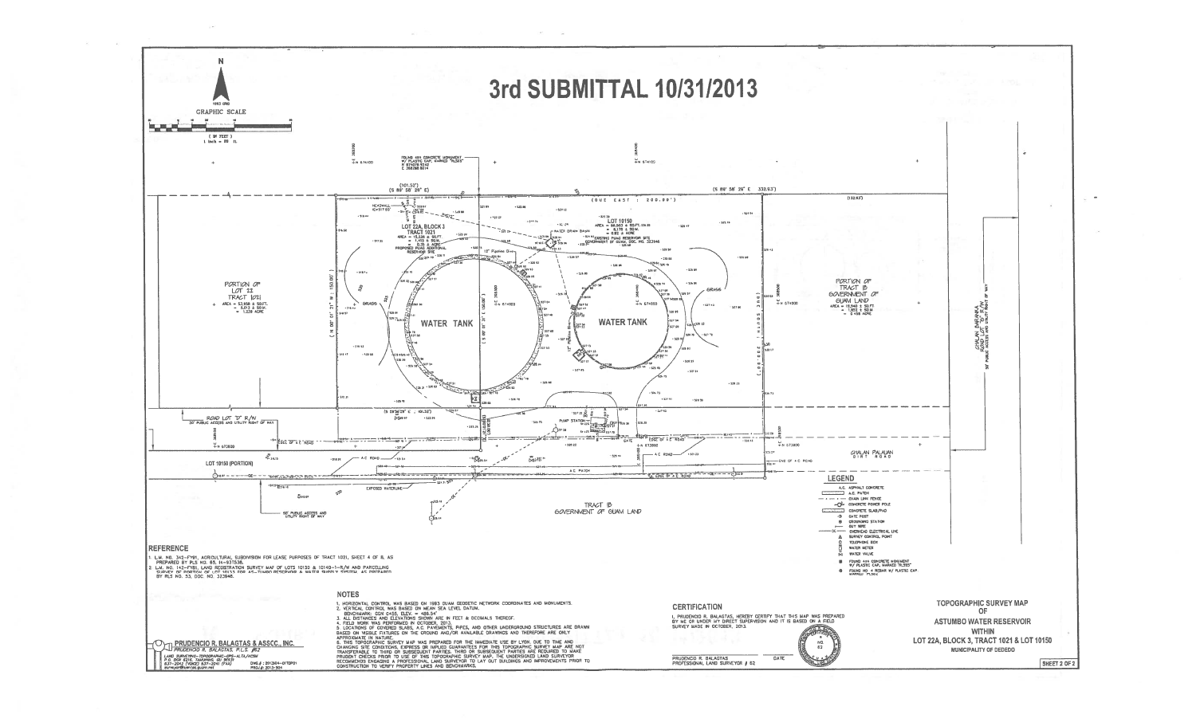# 3rd SUBMITTAL 10/31/2013

N

1983 GRID

GRAPHIC SCALE

( IN FEET )
1 inch = 80 ft.

FOUND 4x4 CONCRETE MONUMENT W/ PLASTIC CAP, MARKED "RLS83"
N 674078.9316
E 368288.8014

(101.53')
(S 89° 58' 28" E)

(DUE EAST : 200.00')

(S 89° 58' 28" E 332.93')

(132.93')

LOT 22A, BLOCK 3
TRACT 1021
AREA = 15,328 ± SQ.FT.
= 1,424 ± SQ.M.
= 0.35 ± ACRE
PROPOSED PUAG ADDITIONAL RESERVOIR SITE

LOT 10150
AREA = 66,562 ± SQ.FT.
= 6,179 ± SQ.M.
= 0.60 ± ACRE
EXISTING PUAG RESERVOIR SITE
GOVERNMENT OF GUAM, DOC. NO. 323946

PORTION OF LOT 22 TRACT 1021
AREA = 53,658 ± SQ.FT.
= 5,013 ± SQ.M.
= 1.226 ACRE

PORTION OF TRACT 1B GOVERNMENT OF GUAM LAND
AREA = 19,340 ± SQ.FT.
= 1,802 ± SQ.M.
= 0.456 ACRE

WATER TANK

WATER TANK

GRASS

PUMP STATION

ROAD LOT "D" R/W
20' PUBLIC ACCESS AND UTILITY RIGHT OF WAY

LOT 10150 (PORTION)

EXPOSED WATERLINE

50' PUBLIC ACCESS AND UTILITY RIGHT OF WAY

GHALAN PALAUAN DIRT ROAD

GHALAN BARANKA ROAD LOT "C" R/W
30' PUBLIC ACCESS AND UTILITY RIGHT OF WAY

TRACT 1B
GOVERNMENT OF GUAM LAND

## LEGEND

- A.C. ASPHALT CONCRETE
- A.C. PATCH
- CHAIN LINK FENCE
- CONCRETE POWER POLE
- CONCRETE SLAB/PAD
- GATE POST
- GROUNDING STATION
- GUY WIRE
- OVERHEAD ELECTRICAL LINE
- SURVEY CONTROL POINT
- TELEPHONE BOX
- WATER METER
- WATER VALVE
- FOUND 4x4 CONCRETE MONUMENT W/ PLASTIC CAP, MARKED "RLS83"
- FOUND NO. 4 REBAR W/ PLASTIC CAP

## REFERENCE

1. L.M. NO. 342-FY91, AGRICULTURAL SUBDIVISION FOR LEASE PURPOSES OF TRACT 1021, SHEET 4 OF 6, AS PREPARED BY PLS NO. 65, N-537538.
2. L.M. NO. 142-FY81, LAND REGISTRATION SURVEY MAP OF LOTS 10150 & 10140-1-R/W AND PARCELLING SURVEY OF PORTION OF LOT 10133 FOR AS-TUMBO RESERVOIR & WATER SUPPLY SYSTEM, AS PREPARED BY PLS NO. 53, DOC. NO. 323946.

## NOTES

1. HORIZONTAL CONTROL WAS BASED ON 1993 GUAM GEODETIC NETWORK COORDINATES AND MONUMENTS.
2. VERTICAL CONTROL WAS BASED ON MEAN SEA LEVEL DATUM. BENCHMARK: GGN 2455, ELEV. = 486.54'
3. ALL DISTANCES AND ELEVATIONS SHOWN ARE IN FEET & DECIMALS THEREOF.
4. FIELD WORK WAS PERFORMED IN OCTOBER, 2013.
5. LOCATIONS OF COVERED SLABS, A.C. PAVEMENTS, PIPES, AND OTHER UNDERGROUND STRUCTURES ARE DRAWN BASED ON VISIBLE FIXTURES ON THE GROUND AND/OR AVAILABLE DRAWINGS AND ARE ONLY APPROXIMATE IN NATURE.
6. THIS TOPOGRAPHIC SURVEY MAP WAS PREPARED FOR THE IMMEDIATE USE BY LYON. DUE TO TIME AND CHANGING SITE CONDITIONS, EXPRESS OR IMPLIED GUARANTEES FOR THIS TOPOGRAPHIC SURVEY MAP ARE NOT TRANSFERABLE TO THIRD OR SUBSEQUENT PARTIES. THIRD OR SUBSEQUENT PARTIES ARE REQUIRED TO MAKE PRUDENT CHECKS PRIOR TO USE OF THIS TOPOGRAPHIC SURVEY MAP. THE UNDERSIGNED LAND SURVEYOR RECOMMENDS ENGAGING A PROFESSIONAL LAND SURVEYOR TO LAY OUT BUILDINGS AND IMPROVEMENTS PRIOR TO CONSTRUCTION TO VERIFY PROPERTY LINES AND BENCHMARKS.

## CERTIFICATION

I, PRUDENCIO R. BALAGTAS, HEREBY CERTIFY THAT THIS MAP WAS PREPARED BY ME OR UNDER MY DIRECT SUPERVISION AND IT IS BASED ON A FIELD SURVEY MADE IN OCTOBER, 2013.

PRUDENCIO R. BALAGTAS
PROFESSIONAL LAND SURVEYOR # 62

DATE

PRUDENCIO R. BALAGTAS & ASSOC., INC.
PRUDENCIO R. BALAGTAS, P.L.S. #62
LAND SURVEYING - TOPOGRAPHIC - GPS - ALTA/ACSM

DWG.#: 201304-01TOPO1
PROJ.#: 2013-304

## TOPOGRAPHIC SURVEY MAP OF ASTUMBO WATER RESERVOIR WITHIN LOT 22A, BLOCK 3, TRACT 1021 & LOT 10150

MUNICIPALITY OF DEDEDO

SHEET 2 OF 2